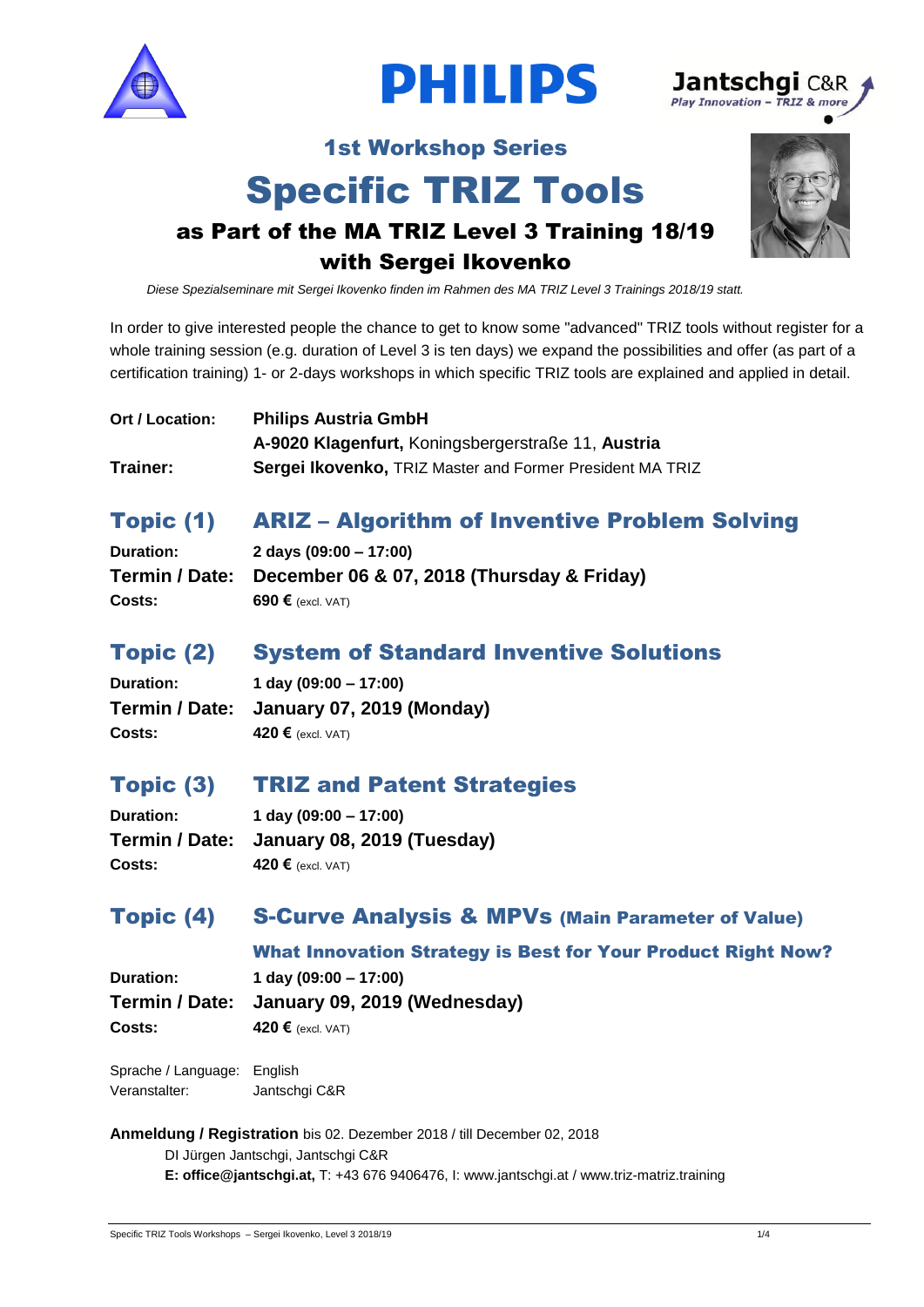## 1st Workshop Series

# Specific TRIZ Tools

## as Part of the MA TRIZ Level 3 Training 18/19
## with Sergei Ikovenko

*Diese Spezialseminare mit Sergei Ikovenko finden im Rahmen des MA TRIZ Level 3 Trainings 2018/19 statt.*

In order to give interested people the chance to get to know some "advanced" TRIZ tools without register for a whole training session (e.g. duration of Level 3 is ten days) we expand the possibilities and offer (as part of a certification training) 1- or 2-days workshops in which specific TRIZ tools are explained and applied in detail.

**Ort / Location:** **Philips Austria GmbH**
**A-9020 Klagenfurt,** Koningsbergerstraße 11, **Austria**

**Trainer:** **Sergei Ikovenko,** TRIZ Master and Former President MA TRIZ

## Topic (1) ARIZ – Algorithm of Inventive Problem Solving

**Duration:** **2 days (09:00 – 17:00)**
**Termin / Date:** **December 06 & 07, 2018 (Thursday & Friday)**
**Costs:** **690 €** (excl. VAT)

## Topic (2) System of Standard Inventive Solutions

**Duration:** **1 day (09:00 – 17:00)**
**Termin / Date:** **January 07, 2019 (Monday)**
**Costs:** **420 €** (excl. VAT)

## Topic (3) TRIZ and Patent Strategies

**Duration:** **1 day (09:00 – 17:00)**
**Termin / Date:** **January 08, 2019 (Tuesday)**
**Costs:** **420 €** (excl. VAT)

## Topic (4) S-Curve Analysis & MPVs (Main Parameter of Value)

### What Innovation Strategy is Best for Your Product Right Now?

**Duration:** **1 day (09:00 – 17:00)**
**Termin / Date:** **January 09, 2019 (Wednesday)**
**Costs:** **420 €** (excl. VAT)

Sprache / Language: English
Veranstalter: Jantschgi C&R

**Anmeldung / Registration** bis 02. Dezember 2018 / till December 02, 2018
DI Jürgen Jantschgi, Jantschgi C&R
**E: office@jantschgi.at,** T: +43 676 9406476, I: www.jantschgi.at / www.triz-matriz.training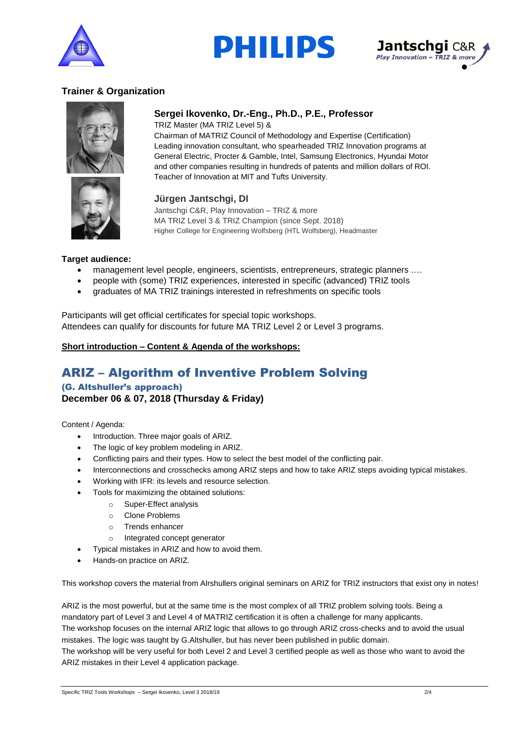### Trainer & Organization

**Sergei Ikovenko, Dr.-Eng., Ph.D., P.E., Professor**

TRIZ Master (MA TRIZ Level 5) &
Chairman of MATRIZ Council of Methodology and Expertise (Certification)
Leading innovation consultant, who spearheaded TRIZ Innovation programs at General Electric, Procter & Gamble, Intel, Samsung Electronics, Hyundai Motor and other companies resulting in hundreds of patents and million dollars of ROI.
Teacher of Innovation at MIT and Tufts University.

**Jürgen Jantschgi, DI**

Jantschgi C&R, Play Innovation – TRIZ & more
MA TRIZ Level 3 & TRIZ Champion (since Sept. 2018)
Higher College for Engineering Wolfsberg (HTL Wolfsberg), Headmaster

**Target audience:**

- management level people, engineers, scientists, entrepreneurs, strategic planners ….
- people with (some) TRIZ experiences, interested in specific (advanced) TRIZ tools
- graduates of MA TRIZ trainings interested in refreshments on specific tools

Participants will get official certificates for special topic workshops.
Attendees can qualify for discounts for future MA TRIZ Level 2 or Level 3 programs.

**Short introduction – Content & Agenda of the workshops:**

## ARIZ – Algorithm of Inventive Problem Solving

### (G. Altshuller's approach)

**December 06 & 07, 2018 (Thursday & Friday)**

Content / Agenda:

- Introduction. Three major goals of ARIZ.
- The logic of key problem modeling in ARIZ.
- Conflicting pairs and their types. How to select the best model of the conflicting pair.
- Interconnections and crosschecks among ARIZ steps and how to take ARIZ steps avoiding typical mistakes.
- Working with IFR: its levels and resource selection.
- Tools for maximizing the obtained solutions:
  - Super-Effect analysis
  - Clone Problems
  - Trends enhancer
  - Integrated concept generator
- Typical mistakes in ARIZ and how to avoid them.
- Hands-on practice on ARIZ.

This workshop covers the material from Alrshullers original seminars on ARIZ for TRIZ instructors that exist ony in notes!

ARIZ is the most powerful, but at the same time is the most complex of all TRIZ problem solving tools. Being a mandatory part of Level 3 and Level 4 of MATRIZ certification it is often a challenge for many applicants.
The workshop focuses on the internal ARIZ logic that allows to go through ARIZ cross-checks and to avoid the usual mistakes. The logic was taught by G.Altshuller, but has never been published in public domain.
The workshop will be very useful for both Level 2 and Level 3 certified people as well as those who want to avoid the ARIZ mistakes in their Level 4 application package.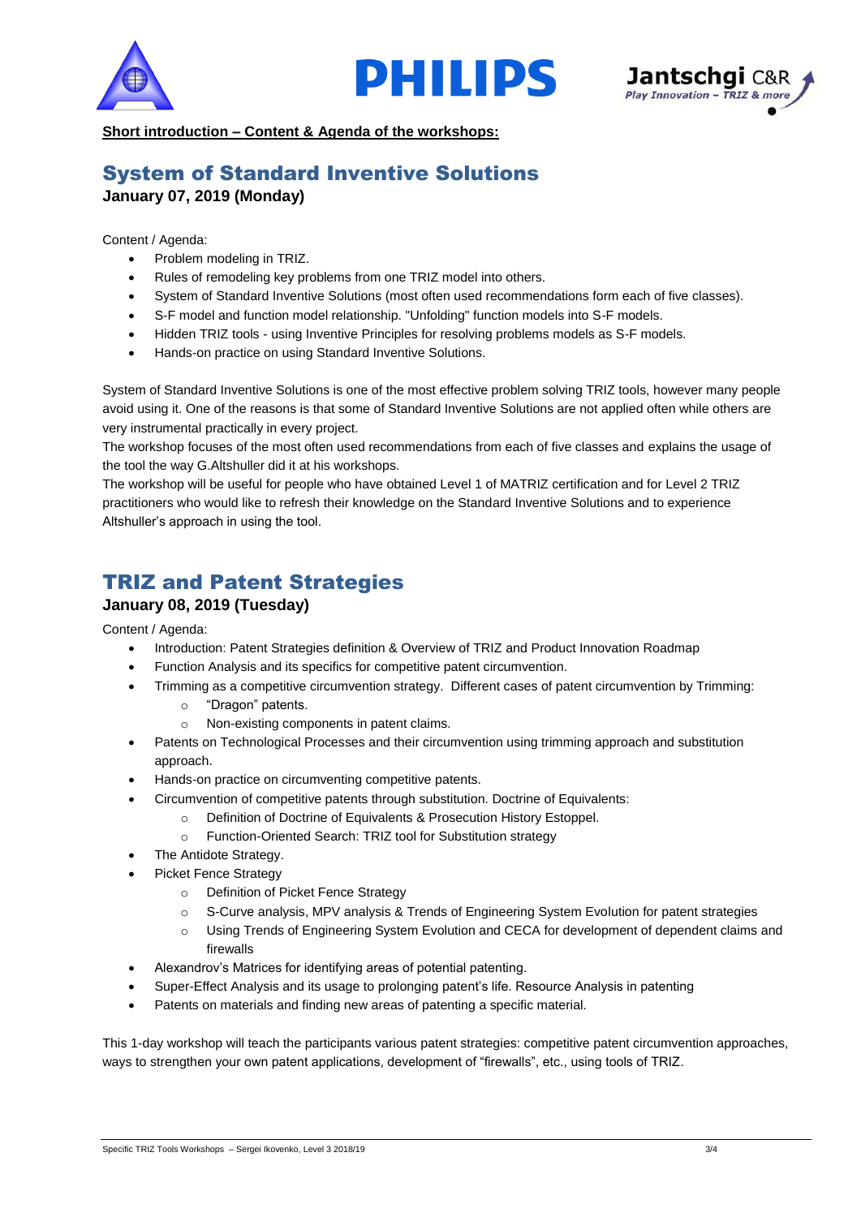**Short introduction – Content & Agenda of the workshops:**

## System of Standard Inventive Solutions

**January 07, 2019 (Monday)**

Content / Agenda:

- Problem modeling in TRIZ.
- Rules of remodeling key problems from one TRIZ model into others.
- System of Standard Inventive Solutions (most often used recommendations form each of five classes).
- S-F model and function model relationship. "Unfolding" function models into S-F models.
- Hidden TRIZ tools - using Inventive Principles for resolving problems models as S-F models.
- Hands-on practice on using Standard Inventive Solutions.

System of Standard Inventive Solutions is one of the most effective problem solving TRIZ tools, however many people avoid using it. One of the reasons is that some of Standard Inventive Solutions are not applied often while others are very instrumental practically in every project.
The workshop focuses of the most often used recommendations from each of five classes and explains the usage of the tool the way G.Altshuller did it at his workshops.
The workshop will be useful for people who have obtained Level 1 of MATRIZ certification and for Level 2 TRIZ practitioners who would like to refresh their knowledge on the Standard Inventive Solutions and to experience Altshuller's approach in using the tool.

## TRIZ and Patent Strategies

**January 08, 2019 (Tuesday)**

Content / Agenda:

- Introduction: Patent Strategies definition & Overview of TRIZ and Product Innovation Roadmap
- Function Analysis and its specifics for competitive patent circumvention.
- Trimming as a competitive circumvention strategy. Different cases of patent circumvention by Trimming:
  - "Dragon" patents.
  - Non-existing components in patent claims.
- Patents on Technological Processes and their circumvention using trimming approach and substitution approach.
- Hands-on practice on circumventing competitive patents.
- Circumvention of competitive patents through substitution. Doctrine of Equivalents:
  - Definition of Doctrine of Equivalents & Prosecution History Estoppel.
  - Function-Oriented Search: TRIZ tool for Substitution strategy
- The Antidote Strategy.
- Picket Fence Strategy
  - Definition of Picket Fence Strategy
  - S-Curve analysis, MPV analysis & Trends of Engineering System Evolution for patent strategies
  - Using Trends of Engineering System Evolution and CECA for development of dependent claims and firewalls
- Alexandrov's Matrices for identifying areas of potential patenting.
- Super-Effect Analysis and its usage to prolonging patent's life. Resource Analysis in patenting
- Patents on materials and finding new areas of patenting a specific material.

This 1-day workshop will teach the participants various patent strategies: competitive patent circumvention approaches, ways to strengthen your own patent applications, development of "firewalls", etc., using tools of TRIZ.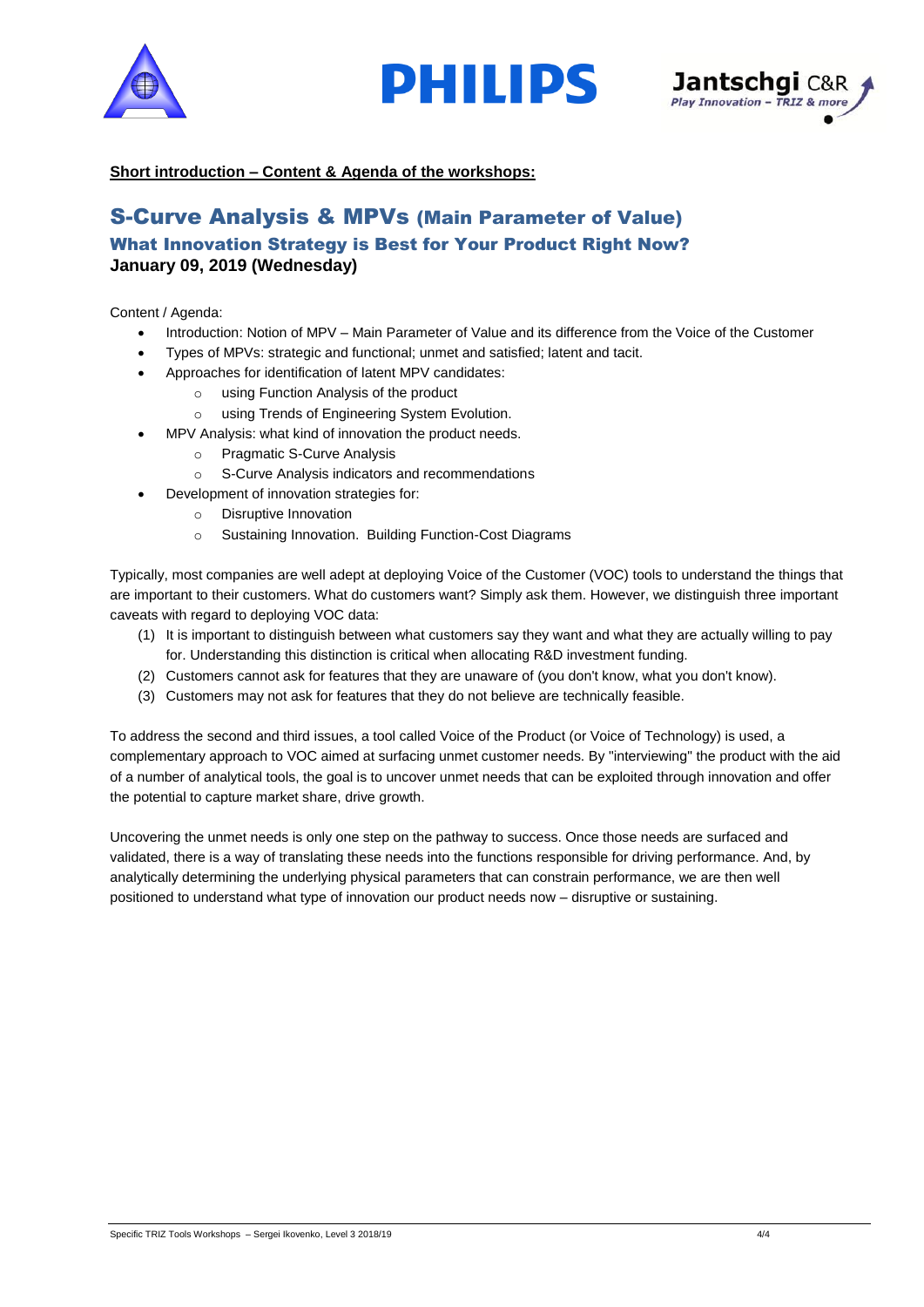**Short introduction – Content & Agenda of the workshops:**

## S-Curve Analysis & MPVs (Main Parameter of Value)

### What Innovation Strategy is Best for Your Product Right Now?

**January 09, 2019 (Wednesday)**

Content / Agenda:

- Introduction: Notion of MPV – Main Parameter of Value and its difference from the Voice of the Customer
- Types of MPVs: strategic and functional; unmet and satisfied; latent and tacit.
- Approaches for identification of latent MPV candidates:
  - using Function Analysis of the product
  - using Trends of Engineering System Evolution.
- MPV Analysis: what kind of innovation the product needs.
  - Pragmatic S-Curve Analysis
  - S-Curve Analysis indicators and recommendations
- Development of innovation strategies for:
  - Disruptive Innovation
  - Sustaining Innovation. Building Function-Cost Diagrams

Typically, most companies are well adept at deploying Voice of the Customer (VOC) tools to understand the things that are important to their customers. What do customers want? Simply ask them. However, we distinguish three important caveats with regard to deploying VOC data:

1. It is important to distinguish between what customers say they want and what they are actually willing to pay for. Understanding this distinction is critical when allocating R&D investment funding.
2. Customers cannot ask for features that they are unaware of (you don't know, what you don't know).
3. Customers may not ask for features that they do not believe are technically feasible.

To address the second and third issues, a tool called Voice of the Product (or Voice of Technology) is used, a complementary approach to VOC aimed at surfacing unmet customer needs. By "interviewing" the product with the aid of a number of analytical tools, the goal is to uncover unmet needs that can be exploited through innovation and offer the potential to capture market share, drive growth.

Uncovering the unmet needs is only one step on the pathway to success. Once those needs are surfaced and validated, there is a way of translating these needs into the functions responsible for driving performance. And, by analytically determining the underlying physical parameters that can constrain performance, we are then well positioned to understand what type of innovation our product needs now – disruptive or sustaining.